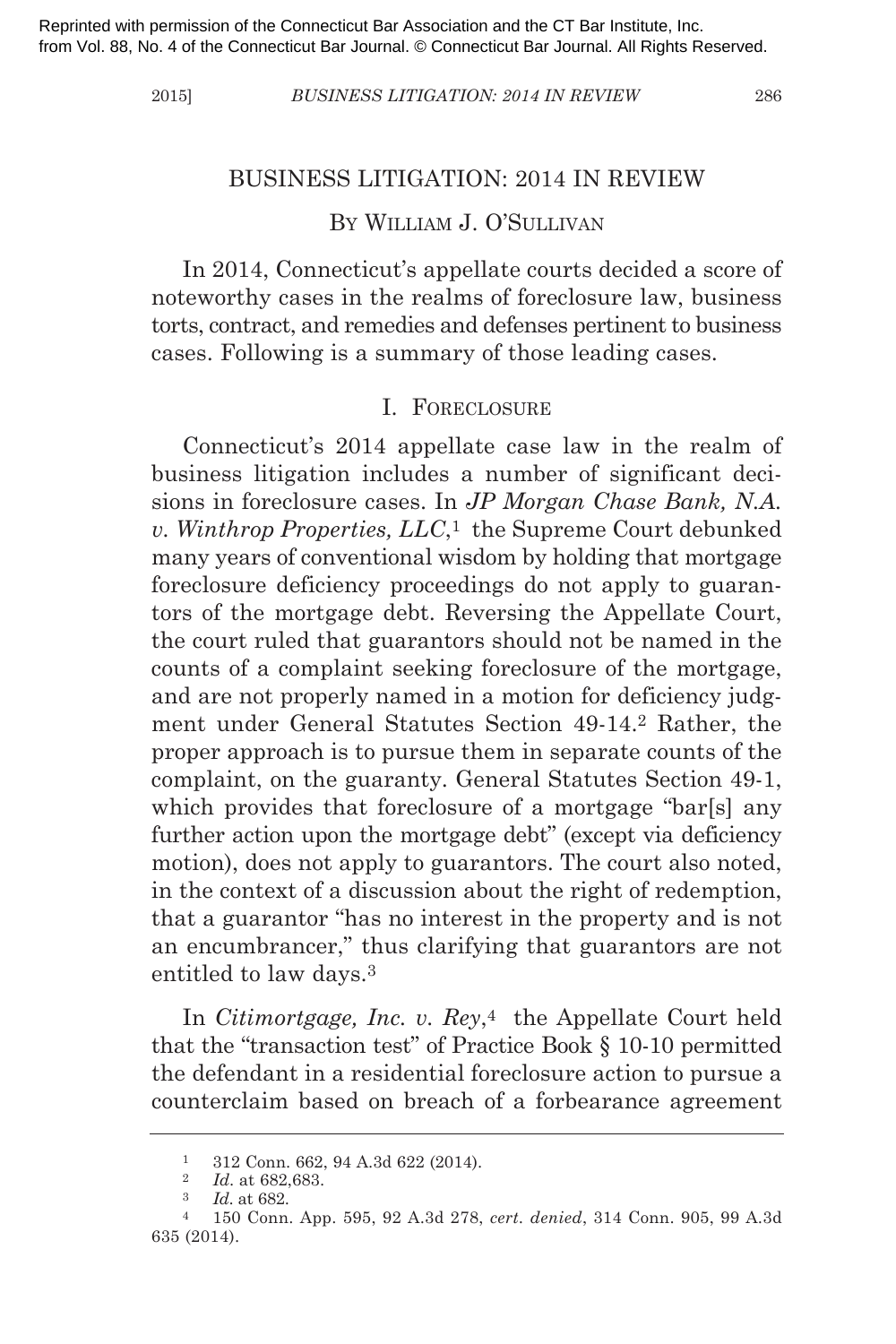Reprinted with permission of the Connecticut Bar Association and the CT Bar Institute, Inc. from Vol. 88, No. 4 of the Connecticut Bar Journal. © Connecticut Bar Journal. All Rights Reserved.

# BUSINESS LITIGATION: 2014 IN REVIEW

By William J. O'Sullivan

In 2014, Connecticut's appellate courts decided a score of noteworthy cases in the realms of foreclosure law, business torts, contract, and remedies and defenses pertinent to business cases. Following is a summary of those leading cases.

## I. Foreclosure

Connecticut's 2014 appellate case law in the realm of business litigation includes a number of significant decisions in foreclosure cases. In *JP Morgan Chase Bank, N.A. v. Winthrop Properties, LLC*,[1] the Supreme Court debunked many years of conventional wisdom by holding that mortgage foreclosure deficiency proceedings do not apply to guarantors of the mortgage debt. Reversing the Appellate Court, the court ruled that guarantors should not be named in the counts of a complaint seeking foreclosure of the mortgage, and are not properly named in a motion for deficiency judgment under General Statutes Section 49-14.[2] Rather, the proper approach is to pursue them in separate counts of the complaint, on the guaranty. General Statutes Section 49-1, which provides that foreclosure of a mortgage "bar[s] any further action upon the mortgage debt" (except via deficiency motion), does not apply to guarantors. The court also noted, in the context of a discussion about the right of redemption, that a guarantor "has no interest in the property and is not an encumbrancer," thus clarifying that guarantors are not entitled to law days.[3]

In *Citimortgage, Inc. v. Rey*,[4] the Appellate Court held that the "transaction test" of Practice Book § 10-10 permitted the defendant in a residential foreclosure action to pursue a counterclaim based on breach of a forbearance agreement

---

[1] 312 Conn. 662, 94 A.3d 622 (2014).

[2] *Id.* at 682,683.

[3] *Id.* at 682.

[4] 150 Conn. App. 595, 92 A.3d 278, *cert. denied*, 314 Conn. 905, 99 A.3d 635 (2014).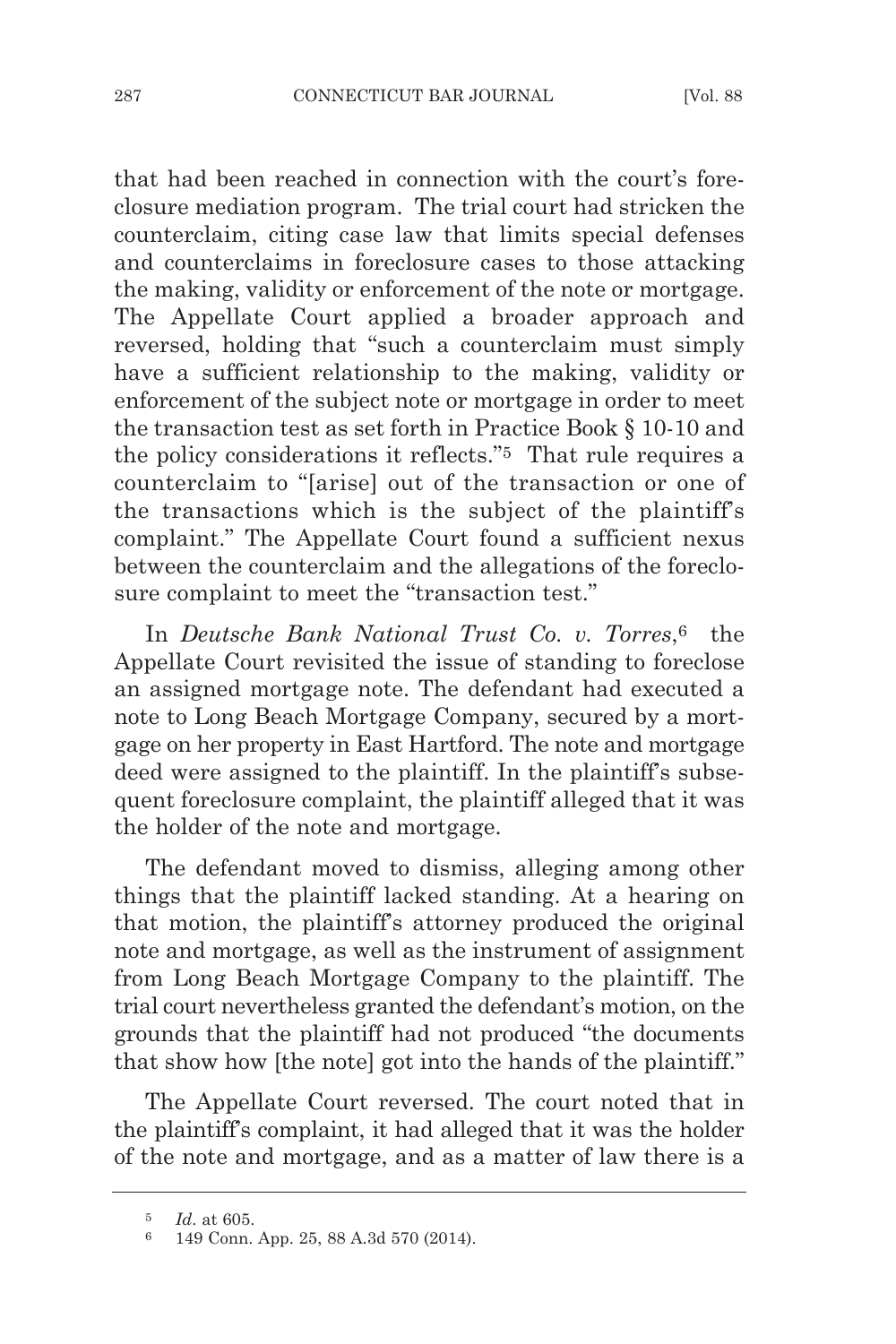that had been reached in connection with the court's foreclosure mediation program. The trial court had stricken the counterclaim, citing case law that limits special defenses and counterclaims in foreclosure cases to those attacking the making, validity or enforcement of the note or mortgage. The Appellate Court applied a broader approach and reversed, holding that "such a counterclaim must simply have a sufficient relationship to the making, validity or enforcement of the subject note or mortgage in order to meet the transaction test as set forth in Practice Book § 10-10 and the policy considerations it reflects."[5] That rule requires a counterclaim to "[arise] out of the transaction or one of the transactions which is the subject of the plaintiff's complaint." The Appellate Court found a sufficient nexus between the counterclaim and the allegations of the foreclosure complaint to meet the "transaction test."

In *Deutsche Bank National Trust Co. v. Torres*,[6] the Appellate Court revisited the issue of standing to foreclose an assigned mortgage note. The defendant had executed a note to Long Beach Mortgage Company, secured by a mortgage on her property in East Hartford. The note and mortgage deed were assigned to the plaintiff. In the plaintiff's subsequent foreclosure complaint, the plaintiff alleged that it was the holder of the note and mortgage.

The defendant moved to dismiss, alleging among other things that the plaintiff lacked standing. At a hearing on that motion, the plaintiff's attorney produced the original note and mortgage, as well as the instrument of assignment from Long Beach Mortgage Company to the plaintiff. The trial court nevertheless granted the defendant's motion, on the grounds that the plaintiff had not produced "the documents that show how [the note] got into the hands of the plaintiff."

The Appellate Court reversed. The court noted that in the plaintiff's complaint, it had alleged that it was the holder of the note and mortgage, and as a matter of law there is a

[5] *Id*. at 605.

[6] 149 Conn. App. 25, 88 A.3d 570 (2014).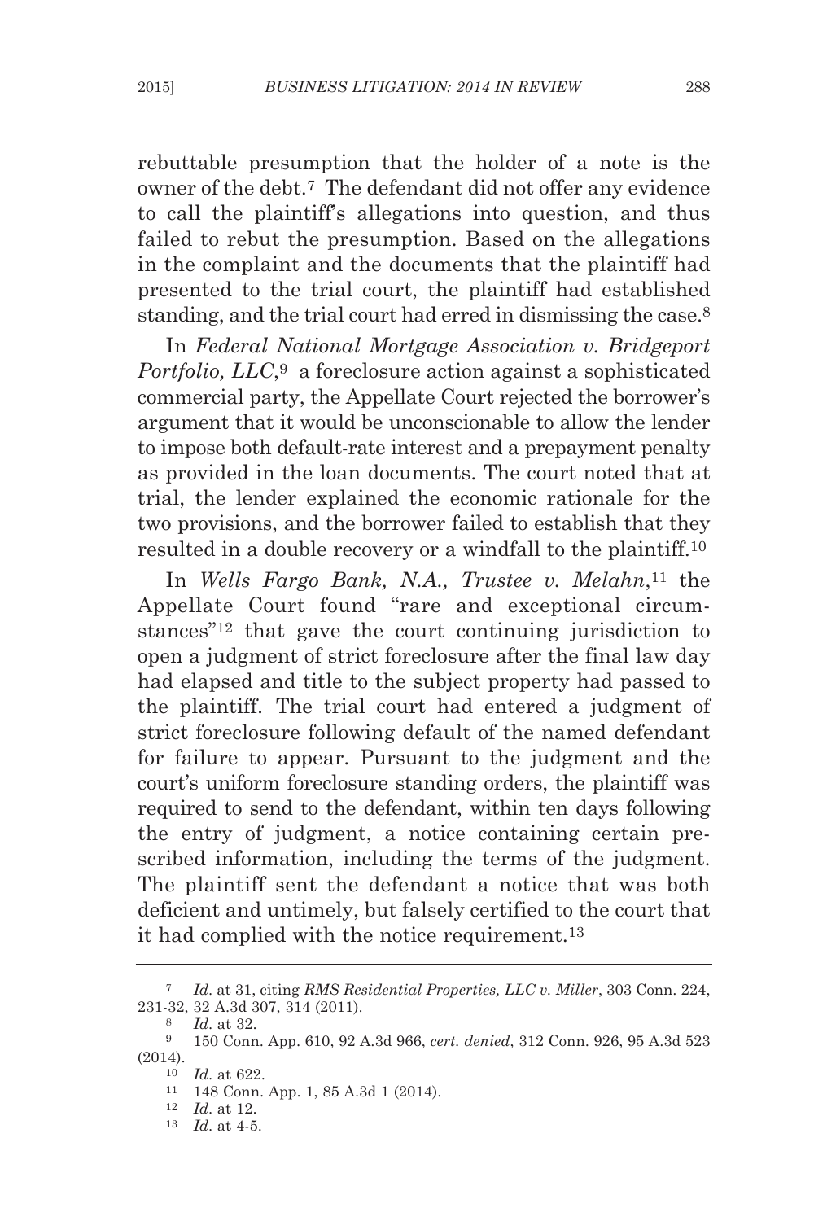rebuttable presumption that the holder of a note is the owner of the debt.[7] The defendant did not offer any evidence to call the plaintiff's allegations into question, and thus failed to rebut the presumption. Based on the allegations in the complaint and the documents that the plaintiff had presented to the trial court, the plaintiff had established standing, and the trial court had erred in dismissing the case.[8]

In *Federal National Mortgage Association v. Bridgeport Portfolio, LLC*,[9] a foreclosure action against a sophisticated commercial party, the Appellate Court rejected the borrower's argument that it would be unconscionable to allow the lender to impose both default-rate interest and a prepayment penalty as provided in the loan documents. The court noted that at trial, the lender explained the economic rationale for the two provisions, and the borrower failed to establish that they resulted in a double recovery or a windfall to the plaintiff.[10]

In *Wells Fargo Bank, N.A., Trustee v. Melahn*,[11] the Appellate Court found "rare and exceptional circumstances"[12] that gave the court continuing jurisdiction to open a judgment of strict foreclosure after the final law day had elapsed and title to the subject property had passed to the plaintiff. The trial court had entered a judgment of strict foreclosure following default of the named defendant for failure to appear. Pursuant to the judgment and the court's uniform foreclosure standing orders, the plaintiff was required to send to the defendant, within ten days following the entry of judgment, a notice containing certain prescribed information, including the terms of the judgment. The plaintiff sent the defendant a notice that was both deficient and untimely, but falsely certified to the court that it had complied with the notice requirement.[13]

---

[7] *Id*. at 31, citing *RMS Residential Properties, LLC v. Miller*, 303 Conn. 224, 231-32, 32 A.3d 307, 314 (2011).

[8] *Id*. at 32.

[9] 150 Conn. App. 610, 92 A.3d 966, *cert. denied*, 312 Conn. 926, 95 A.3d 523 (2014).

[10] *Id*. at 622.

[11] 148 Conn. App. 1, 85 A.3d 1 (2014).

[12] *Id*. at 12.

[13] *Id*. at 4-5.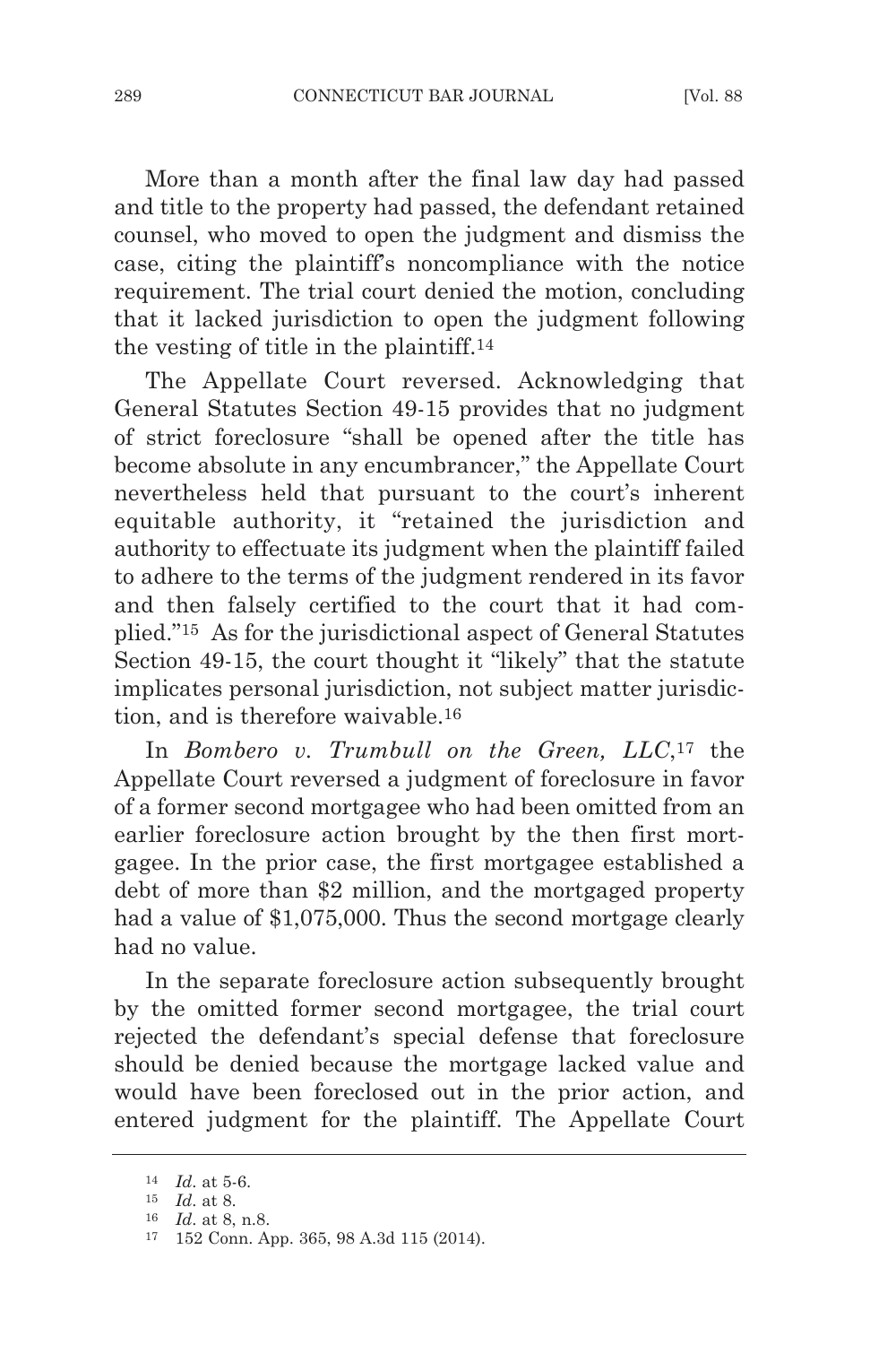More than a month after the final law day had passed and title to the property had passed, the defendant retained counsel, who moved to open the judgment and dismiss the case, citing the plaintiff's noncompliance with the notice requirement. The trial court denied the motion, concluding that it lacked jurisdiction to open the judgment following the vesting of title in the plaintiff.[14]

The Appellate Court reversed. Acknowledging that General Statutes Section 49-15 provides that no judgment of strict foreclosure "shall be opened after the title has become absolute in any encumbrancer," the Appellate Court nevertheless held that pursuant to the court's inherent equitable authority, it "retained the jurisdiction and authority to effectuate its judgment when the plaintiff failed to adhere to the terms of the judgment rendered in its favor and then falsely certified to the court that it had complied."[15] As for the jurisdictional aspect of General Statutes Section 49-15, the court thought it "likely" that the statute implicates personal jurisdiction, not subject matter jurisdiction, and is therefore waivable.[16]

In *Bombero v. Trumbull on the Green, LLC*,[17] the Appellate Court reversed a judgment of foreclosure in favor of a former second mortgagee who had been omitted from an earlier foreclosure action brought by the then first mortgagee. In the prior case, the first mortgagee established a debt of more than $2 million, and the mortgaged property had a value of $1,075,000. Thus the second mortgage clearly had no value.

In the separate foreclosure action subsequently brought by the omitted former second mortgagee, the trial court rejected the defendant's special defense that foreclosure should be denied because the mortgage lacked value and would have been foreclosed out in the prior action, and entered judgment for the plaintiff. The Appellate Court

---

[14] *Id*. at 5-6.

[15] *Id*. at 8.

[16] *Id*. at 8, n.8.

[17] 152 Conn. App. 365, 98 A.3d 115 (2014).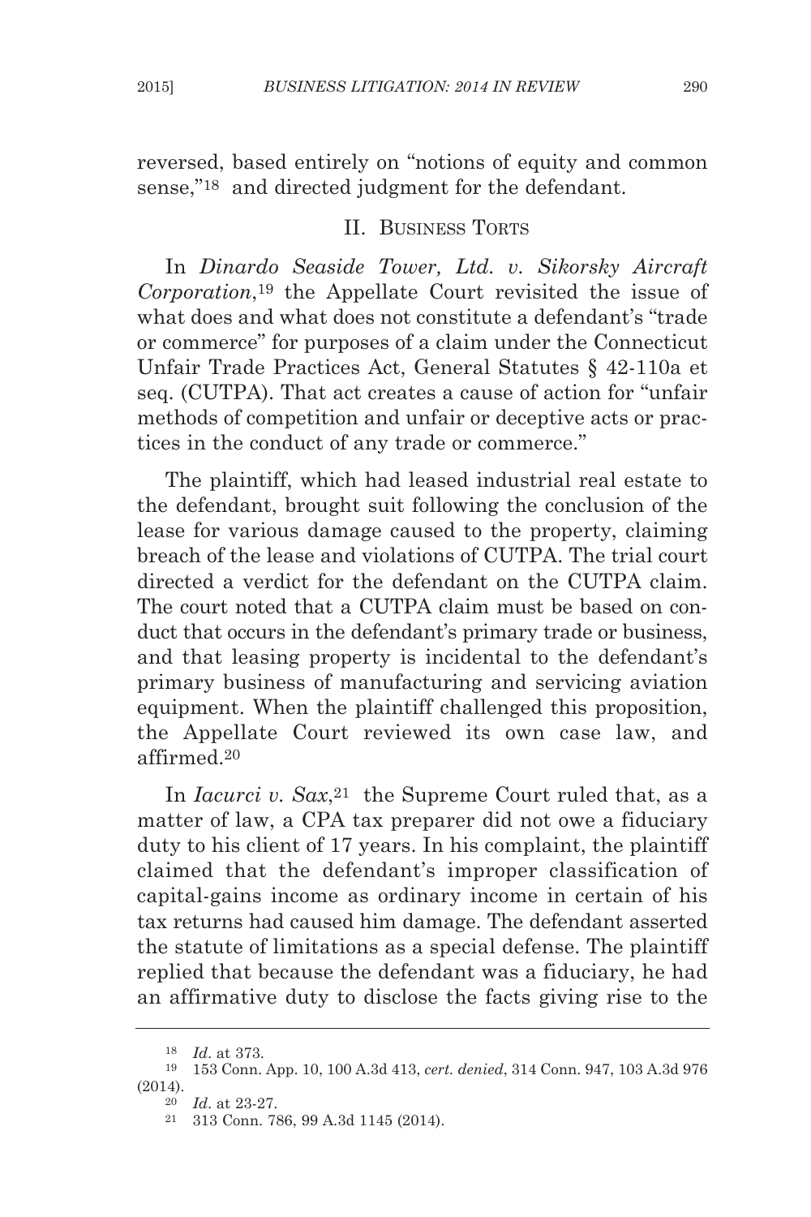reversed, based entirely on "notions of equity and common sense,"[18] and directed judgment for the defendant.

## II. Business Torts

In *Dinardo Seaside Tower, Ltd. v. Sikorsky Aircraft Corporation*,[19] the Appellate Court revisited the issue of what does and what does not constitute a defendant's "trade or commerce" for purposes of a claim under the Connecticut Unfair Trade Practices Act, General Statutes § 42-110a et seq. (CUTPA). That act creates a cause of action for "unfair methods of competition and unfair or deceptive acts or practices in the conduct of any trade or commerce."

The plaintiff, which had leased industrial real estate to the defendant, brought suit following the conclusion of the lease for various damage caused to the property, claiming breach of the lease and violations of CUTPA. The trial court directed a verdict for the defendant on the CUTPA claim. The court noted that a CUTPA claim must be based on conduct that occurs in the defendant's primary trade or business, and that leasing property is incidental to the defendant's primary business of manufacturing and servicing aviation equipment. When the plaintiff challenged this proposition, the Appellate Court reviewed its own case law, and affirmed.[20]

In *Iacurci v. Sax*,[21] the Supreme Court ruled that, as a matter of law, a CPA tax preparer did not owe a fiduciary duty to his client of 17 years. In his complaint, the plaintiff claimed that the defendant's improper classification of capital-gains income as ordinary income in certain of his tax returns had caused him damage. The defendant asserted the statute of limitations as a special defense. The plaintiff replied that because the defendant was a fiduciary, he had an affirmative duty to disclose the facts giving rise to the

---

[18] *Id*. at 373.

[19] 153 Conn. App. 10, 100 A.3d 413, *cert. denied*, 314 Conn. 947, 103 A.3d 976 (2014).

[20] *Id*. at 23-27.

[21] 313 Conn. 786, 99 A.3d 1145 (2014).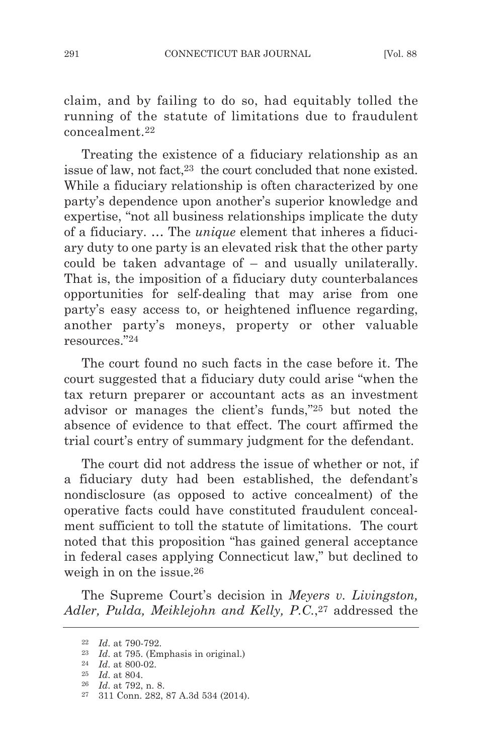claim, and by failing to do so, had equitably tolled the running of the statute of limitations due to fraudulent concealment.[22]

Treating the existence of a fiduciary relationship as an issue of law, not fact,[23] the court concluded that none existed. While a fiduciary relationship is often characterized by one party's dependence upon another's superior knowledge and expertise, "not all business relationships implicate the duty of a fiduciary. … The *unique* element that inheres a fiduciary duty to one party is an elevated risk that the other party could be taken advantage of – and usually unilaterally. That is, the imposition of a fiduciary duty counterbalances opportunities for self-dealing that may arise from one party's easy access to, or heightened influence regarding, another party's moneys, property or other valuable resources."[24]

The court found no such facts in the case before it. The court suggested that a fiduciary duty could arise "when the tax return preparer or accountant acts as an investment advisor or manages the client's funds,"[25] but noted the absence of evidence to that effect. The court affirmed the trial court's entry of summary judgment for the defendant.

The court did not address the issue of whether or not, if a fiduciary duty had been established, the defendant's nondisclosure (as opposed to active concealment) of the operative facts could have constituted fraudulent concealment sufficient to toll the statute of limitations. The court noted that this proposition "has gained general acceptance in federal cases applying Connecticut law," but declined to weigh in on the issue.[26]

The Supreme Court's decision in *Meyers v. Livingston, Adler, Pulda, Meiklejohn and Kelly, P.C.*,[27] addressed the

---

[22] *Id*. at 790-792.

[23] *Id*. at 795. (Emphasis in original.)

[24] *Id*. at 800-02.

[25] *Id*. at 804.

[26] *Id*. at 792, n. 8.

[27] 311 Conn. 282, 87 A.3d 534 (2014).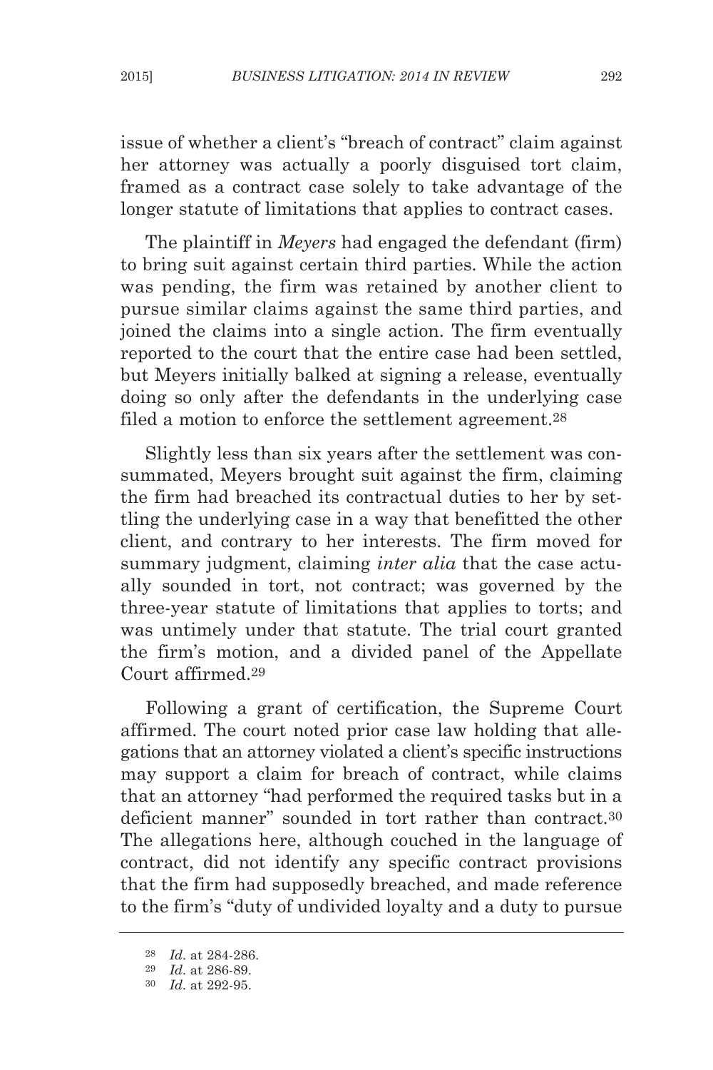issue of whether a client's "breach of contract" claim against her attorney was actually a poorly disguised tort claim, framed as a contract case solely to take advantage of the longer statute of limitations that applies to contract cases.

The plaintiff in *Meyers* had engaged the defendant (firm) to bring suit against certain third parties. While the action was pending, the firm was retained by another client to pursue similar claims against the same third parties, and joined the claims into a single action. The firm eventually reported to the court that the entire case had been settled, but Meyers initially balked at signing a release, eventually doing so only after the defendants in the underlying case filed a motion to enforce the settlement agreement.[28]

Slightly less than six years after the settlement was consummated, Meyers brought suit against the firm, claiming the firm had breached its contractual duties to her by settling the underlying case in a way that benefitted the other client, and contrary to her interests. The firm moved for summary judgment, claiming *inter alia* that the case actually sounded in tort, not contract; was governed by the three-year statute of limitations that applies to torts; and was untimely under that statute. The trial court granted the firm's motion, and a divided panel of the Appellate Court affirmed.[29]

Following a grant of certification, the Supreme Court affirmed. The court noted prior case law holding that allegations that an attorney violated a client's specific instructions may support a claim for breach of contract, while claims that an attorney "had performed the required tasks but in a deficient manner" sounded in tort rather than contract.[30] The allegations here, although couched in the language of contract, did not identify any specific contract provisions that the firm had supposedly breached, and made reference to the firm's "duty of undivided loyalty and a duty to pursue

---

[28] *Id*. at 284-286.

[29] *Id*. at 286-89.

[30] *Id*. at 292-95.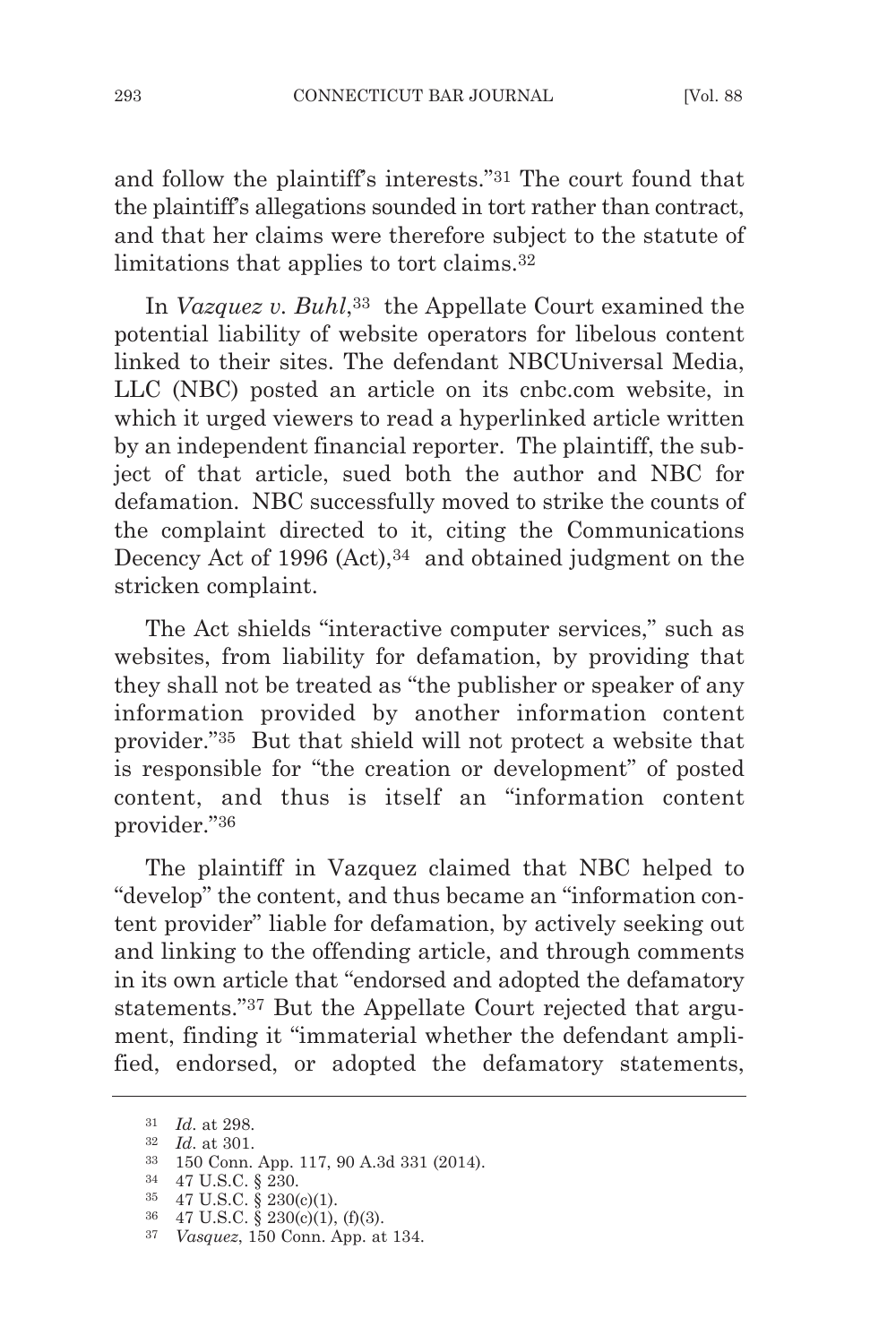and follow the plaintiff's interests."[31] The court found that the plaintiff's allegations sounded in tort rather than contract, and that her claims were therefore subject to the statute of limitations that applies to tort claims.[32]

In *Vazquez v. Buhl*,[33] the Appellate Court examined the potential liability of website operators for libelous content linked to their sites. The defendant NBCUniversal Media, LLC (NBC) posted an article on its cnbc.com website, in which it urged viewers to read a hyperlinked article written by an independent financial reporter. The plaintiff, the subject of that article, sued both the author and NBC for defamation. NBC successfully moved to strike the counts of the complaint directed to it, citing the Communications Decency Act of 1996 (Act),[34] and obtained judgment on the stricken complaint.

The Act shields "interactive computer services," such as websites, from liability for defamation, by providing that they shall not be treated as "the publisher or speaker of any information provided by another information content provider."[35] But that shield will not protect a website that is responsible for "the creation or development" of posted content, and thus is itself an "information content provider."[36]

The plaintiff in Vazquez claimed that NBC helped to "develop" the content, and thus became an "information content provider" liable for defamation, by actively seeking out and linking to the offending article, and through comments in its own article that "endorsed and adopted the defamatory statements."[37] But the Appellate Court rejected that argument, finding it "immaterial whether the defendant amplified, endorsed, or adopted the defamatory statements,

---

[31] *Id*. at 298.

[32] *Id*. at 301.

[33] 150 Conn. App. 117, 90 A.3d 331 (2014).

[34] 47 U.S.C. § 230.

[35] 47 U.S.C. § 230(c)(1).

[36] 47 U.S.C. § 230(c)(1), (f)(3).

[37] *Vasquez*, 150 Conn. App. at 134.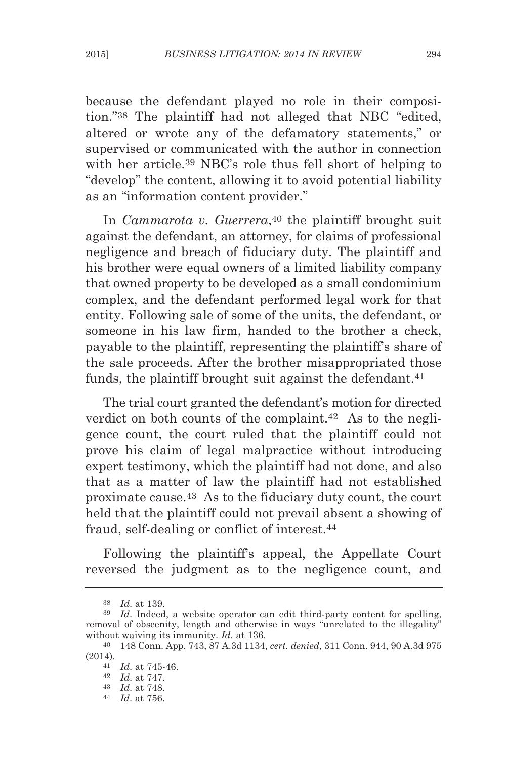because the defendant played no role in their composition."[38] The plaintiff had not alleged that NBC "edited, altered or wrote any of the defamatory statements," or supervised or communicated with the author in connection with her article.[39] NBC's role thus fell short of helping to "develop" the content, allowing it to avoid potential liability as an "information content provider."

In *Cammarota v. Guerrera*,[40] the plaintiff brought suit against the defendant, an attorney, for claims of professional negligence and breach of fiduciary duty. The plaintiff and his brother were equal owners of a limited liability company that owned property to be developed as a small condominium complex, and the defendant performed legal work for that entity. Following sale of some of the units, the defendant, or someone in his law firm, handed to the brother a check, payable to the plaintiff, representing the plaintiff's share of the sale proceeds. After the brother misappropriated those funds, the plaintiff brought suit against the defendant.[41]

The trial court granted the defendant's motion for directed verdict on both counts of the complaint.[42] As to the negligence count, the court ruled that the plaintiff could not prove his claim of legal malpractice without introducing expert testimony, which the plaintiff had not done, and also that as a matter of law the plaintiff had not established proximate cause.[43] As to the fiduciary duty count, the court held that the plaintiff could not prevail absent a showing of fraud, self-dealing or conflict of interest.[44]

Following the plaintiff's appeal, the Appellate Court reversed the judgment as to the negligence count, and

---

[38] *Id*. at 139.

[39] *Id*. Indeed, a website operator can edit third-party content for spelling, removal of obscenity, length and otherwise in ways "unrelated to the illegality" without waiving its immunity. *Id*. at 136.

[40] 148 Conn. App. 743, 87 A.3d 1134, *cert. denied*, 311 Conn. 944, 90 A.3d 975 (2014).

[41] *Id*. at 745-46.

[42] *Id*. at 747.

[43] *Id*. at 748.

[44] *Id*. at 756.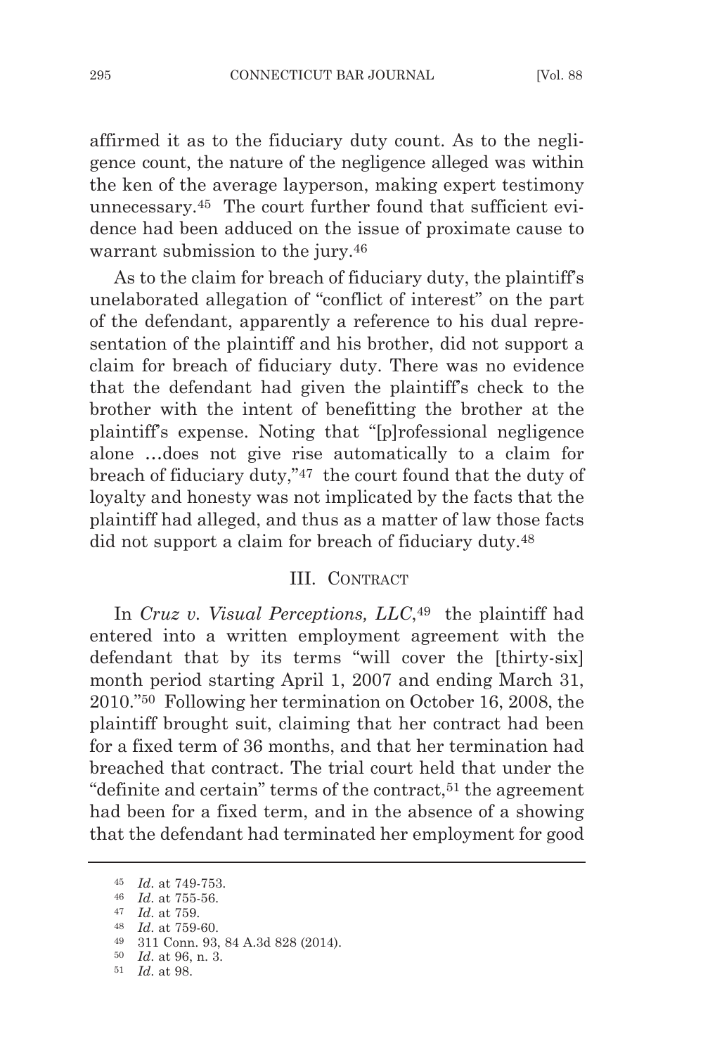affirmed it as to the fiduciary duty count. As to the negligence count, the nature of the negligence alleged was within the ken of the average layperson, making expert testimony unnecessary.[45] The court further found that sufficient evidence had been adduced on the issue of proximate cause to warrant submission to the jury.[46]

As to the claim for breach of fiduciary duty, the plaintiff's unelaborated allegation of "conflict of interest" on the part of the defendant, apparently a reference to his dual representation of the plaintiff and his brother, did not support a claim for breach of fiduciary duty. There was no evidence that the defendant had given the plaintiff's check to the brother with the intent of benefitting the brother at the plaintiff's expense. Noting that "[p]rofessional negligence alone …does not give rise automatically to a claim for breach of fiduciary duty,"[47] the court found that the duty of loyalty and honesty was not implicated by the facts that the plaintiff had alleged, and thus as a matter of law those facts did not support a claim for breach of fiduciary duty.[48]

## III. Contract

In *Cruz v. Visual Perceptions, LLC*,[49] the plaintiff had entered into a written employment agreement with the defendant that by its terms "will cover the [thirty-six] month period starting April 1, 2007 and ending March 31, 2010."[50] Following her termination on October 16, 2008, the plaintiff brought suit, claiming that her contract had been for a fixed term of 36 months, and that her termination had breached that contract. The trial court held that under the "definite and certain" terms of the contract,[51] the agreement had been for a fixed term, and in the absence of a showing that the defendant had terminated her employment for good

---

[45] *Id*. at 749-753.

[46] *Id*. at 755-56.

[47] *Id*. at 759.

[48] *Id*. at 759-60.

[49] 311 Conn. 93, 84 A.3d 828 (2014).

[50] *Id*. at 96, n. 3.

[51] *Id*. at 98.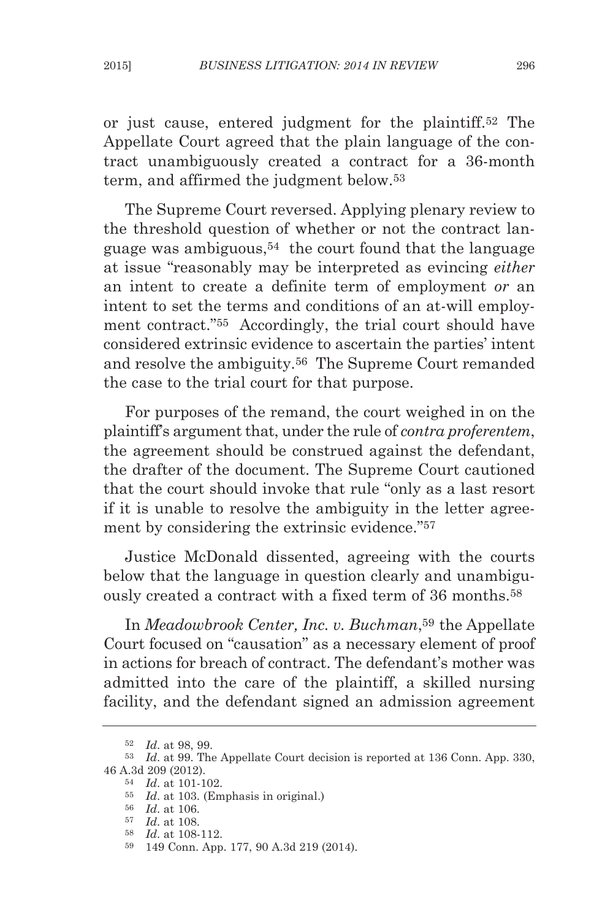or just cause, entered judgment for the plaintiff.[52] The Appellate Court agreed that the plain language of the contract unambiguously created a contract for a 36-month term, and affirmed the judgment below.[53]

The Supreme Court reversed. Applying plenary review to the threshold question of whether or not the contract language was ambiguous,[54] the court found that the language at issue "reasonably may be interpreted as evincing *either* an intent to create a definite term of employment *or* an intent to set the terms and conditions of an at-will employment contract."[55] Accordingly, the trial court should have considered extrinsic evidence to ascertain the parties' intent and resolve the ambiguity.[56] The Supreme Court remanded the case to the trial court for that purpose.

For purposes of the remand, the court weighed in on the plaintiff's argument that, under the rule of *contra proferentem*, the agreement should be construed against the defendant, the drafter of the document. The Supreme Court cautioned that the court should invoke that rule "only as a last resort if it is unable to resolve the ambiguity in the letter agreement by considering the extrinsic evidence."[57]

Justice McDonald dissented, agreeing with the courts below that the language in question clearly and unambiguously created a contract with a fixed term of 36 months.[58]

In *Meadowbrook Center, Inc. v. Buchman*,[59] the Appellate Court focused on "causation" as a necessary element of proof in actions for breach of contract. The defendant's mother was admitted into the care of the plaintiff, a skilled nursing facility, and the defendant signed an admission agreement

---

[52] *Id*. at 98, 99.

[53] *Id*. at 99. The Appellate Court decision is reported at 136 Conn. App. 330, 46 A.3d 209 (2012).

[54] *Id*. at 101-102.

[55] *Id*. at 103. (Emphasis in original.)

[56] *Id*. at 106.

[57] *Id*. at 108.

[58] *Id*. at 108-112.

[59] 149 Conn. App. 177, 90 A.3d 219 (2014).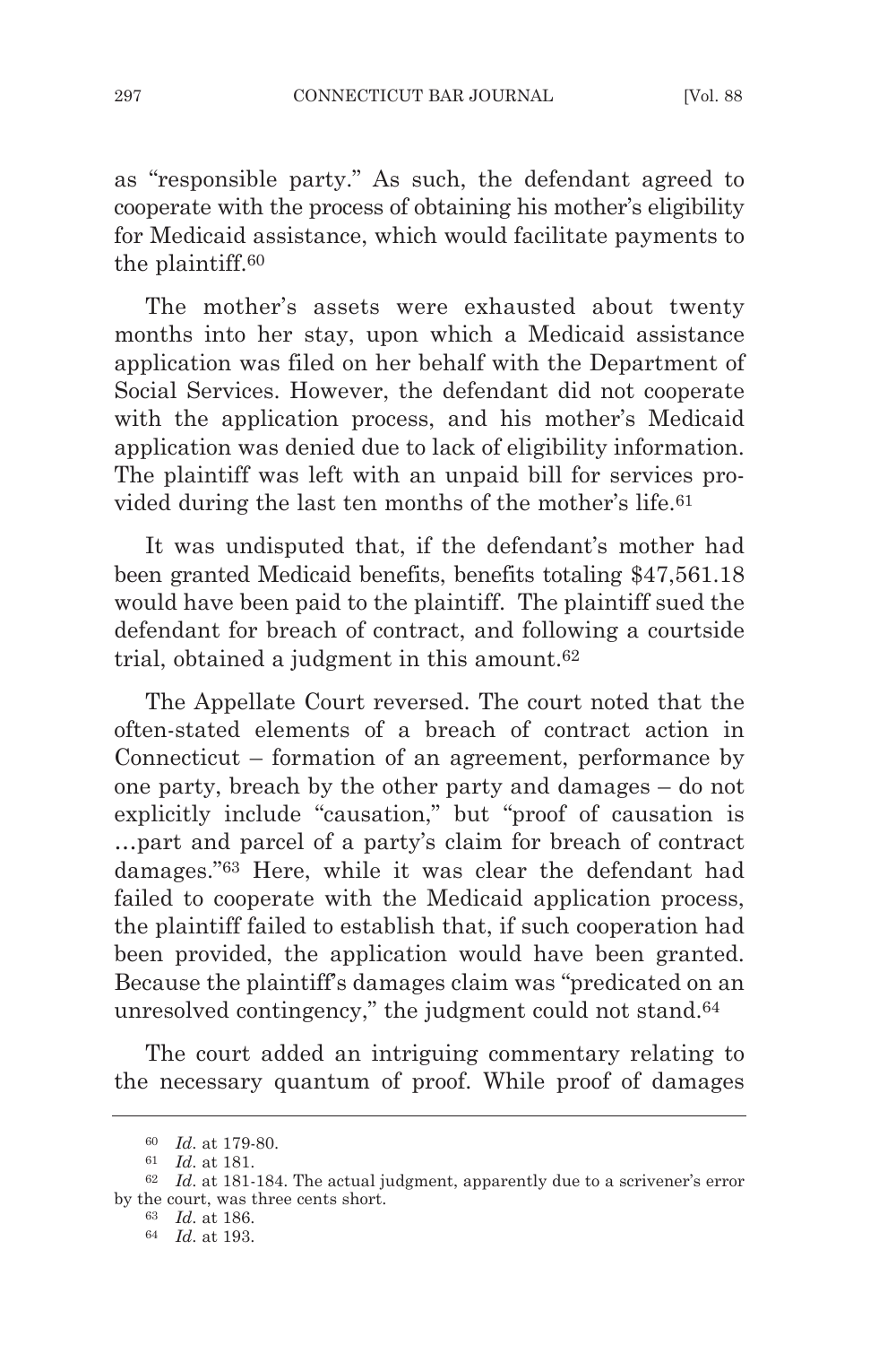as "responsible party." As such, the defendant agreed to cooperate with the process of obtaining his mother's eligibility for Medicaid assistance, which would facilitate payments to the plaintiff.[60]

The mother's assets were exhausted about twenty months into her stay, upon which a Medicaid assistance application was filed on her behalf with the Department of Social Services. However, the defendant did not cooperate with the application process, and his mother's Medicaid application was denied due to lack of eligibility information. The plaintiff was left with an unpaid bill for services provided during the last ten months of the mother's life.[61]

It was undisputed that, if the defendant's mother had been granted Medicaid benefits, benefits totaling $47,561.18 would have been paid to the plaintiff. The plaintiff sued the defendant for breach of contract, and following a courtside trial, obtained a judgment in this amount.[62]

The Appellate Court reversed. The court noted that the often-stated elements of a breach of contract action in Connecticut – formation of an agreement, performance by one party, breach by the other party and damages – do not explicitly include "causation," but "proof of causation is …part and parcel of a party's claim for breach of contract damages."[63] Here, while it was clear the defendant had failed to cooperate with the Medicaid application process, the plaintiff failed to establish that, if such cooperation had been provided, the application would have been granted. Because the plaintiff's damages claim was "predicated on an unresolved contingency," the judgment could not stand.[64]

The court added an intriguing commentary relating to the necessary quantum of proof. While proof of damages

---

[60] *Id*. at 179-80.

[61] *Id*. at 181.

[62] *Id*. at 181-184. The actual judgment, apparently due to a scrivener's error by the court, was three cents short.

[63] *Id*. at 186.

[64] *Id*. at 193.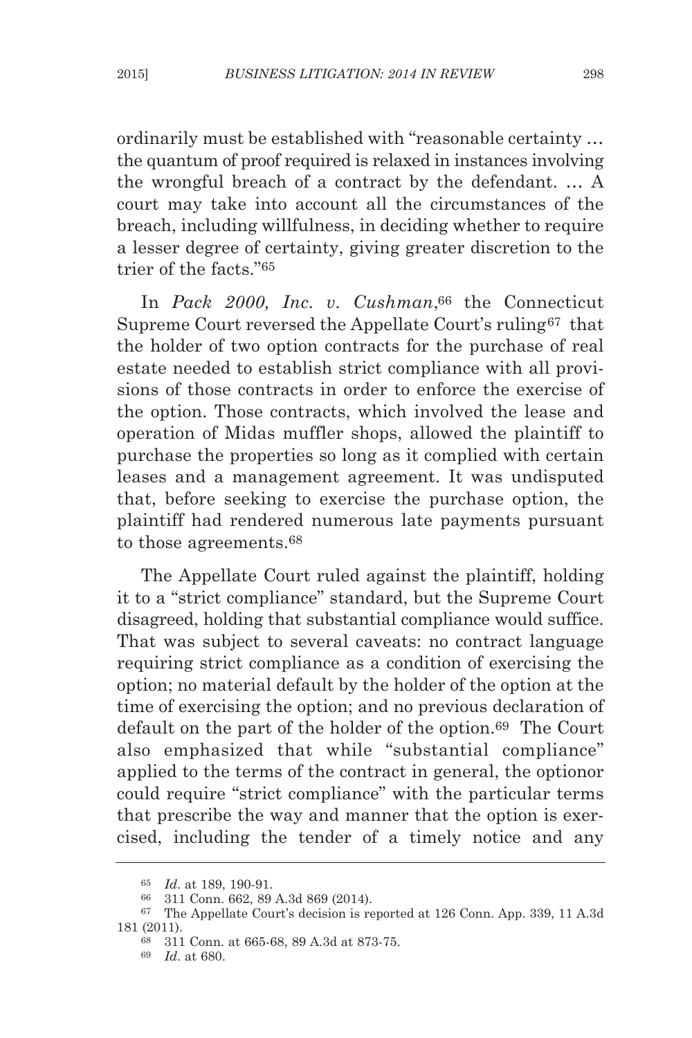ordinarily must be established with "reasonable certainty … the quantum of proof required is relaxed in instances involving the wrongful breach of a contract by the defendant. … A court may take into account all the circumstances of the breach, including willfulness, in deciding whether to require a lesser degree of certainty, giving greater discretion to the trier of the facts."[65]

In *Pack 2000, Inc. v. Cushman*,[66] the Connecticut Supreme Court reversed the Appellate Court's ruling[67] that the holder of two option contracts for the purchase of real estate needed to establish strict compliance with all provisions of those contracts in order to enforce the exercise of the option. Those contracts, which involved the lease and operation of Midas muffler shops, allowed the plaintiff to purchase the properties so long as it complied with certain leases and a management agreement. It was undisputed that, before seeking to exercise the purchase option, the plaintiff had rendered numerous late payments pursuant to those agreements.[68]

The Appellate Court ruled against the plaintiff, holding it to a "strict compliance" standard, but the Supreme Court disagreed, holding that substantial compliance would suffice. That was subject to several caveats: no contract language requiring strict compliance as a condition of exercising the option; no material default by the holder of the option at the time of exercising the option; and no previous declaration of default on the part of the holder of the option.[69] The Court also emphasized that while "substantial compliance" applied to the terms of the contract in general, the optionor could require "strict compliance" with the particular terms that prescribe the way and manner that the option is exercised, including the tender of a timely notice and any

---

[65] *Id*. at 189, 190-91.

[66] 311 Conn. 662, 89 A.3d 869 (2014).

[67] The Appellate Court's decision is reported at 126 Conn. App. 339, 11 A.3d 181 (2011).

[68] 311 Conn. at 665-68, 89 A.3d at 873-75.

[69] *Id*. at 680.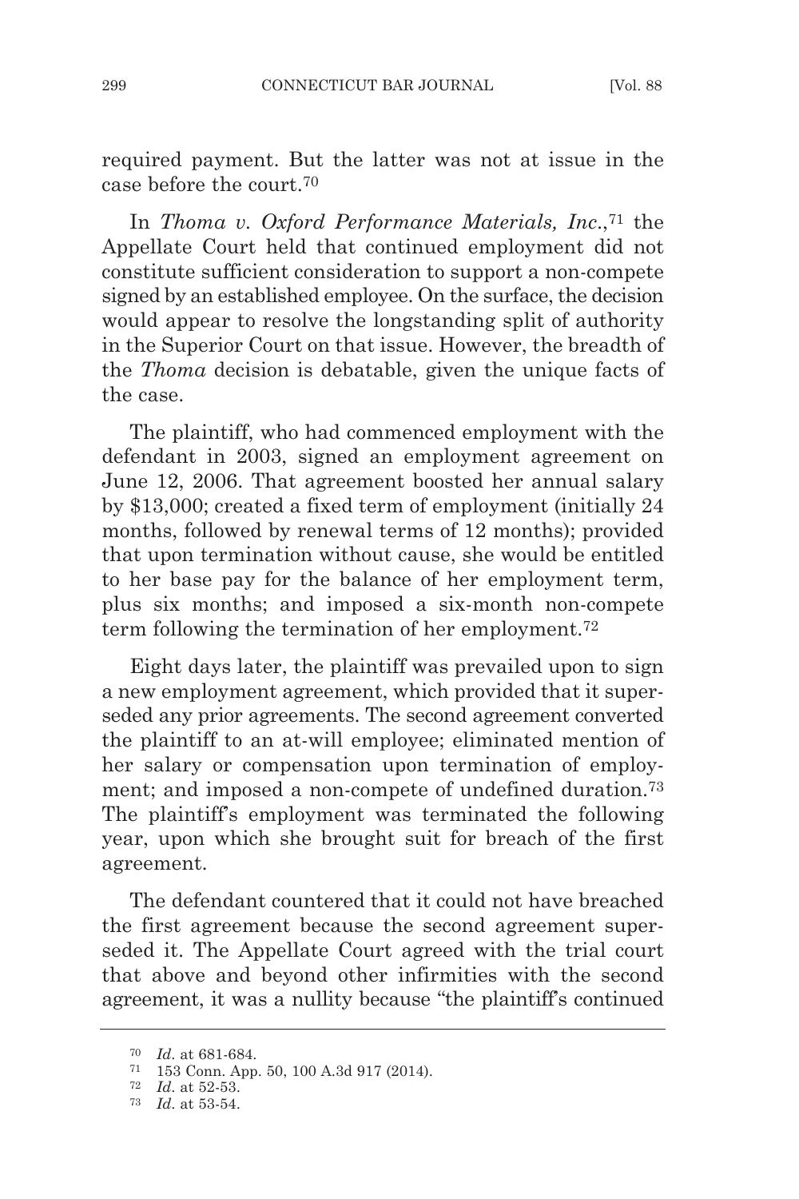required payment. But the latter was not at issue in the case before the court.[70]

In *Thoma v. Oxford Performance Materials, Inc.*,[71] the Appellate Court held that continued employment did not constitute sufficient consideration to support a non-compete signed by an established employee. On the surface, the decision would appear to resolve the longstanding split of authority in the Superior Court on that issue. However, the breadth of the *Thoma* decision is debatable, given the unique facts of the case.

The plaintiff, who had commenced employment with the defendant in 2003, signed an employment agreement on June 12, 2006. That agreement boosted her annual salary by $13,000; created a fixed term of employment (initially 24 months, followed by renewal terms of 12 months); provided that upon termination without cause, she would be entitled to her base pay for the balance of her employment term, plus six months; and imposed a six-month non-compete term following the termination of her employment.[72]

Eight days later, the plaintiff was prevailed upon to sign a new employment agreement, which provided that it superseded any prior agreements. The second agreement converted the plaintiff to an at-will employee; eliminated mention of her salary or compensation upon termination of employment; and imposed a non-compete of undefined duration.[73] The plaintiff's employment was terminated the following year, upon which she brought suit for breach of the first agreement.

The defendant countered that it could not have breached the first agreement because the second agreement superseded it. The Appellate Court agreed with the trial court that above and beyond other infirmities with the second agreement, it was a nullity because "the plaintiff's continued

---

[70] *Id.* at 681-684.

[71] 153 Conn. App. 50, 100 A.3d 917 (2014).

[72] *Id.* at 52-53.

[73] *Id.* at 53-54.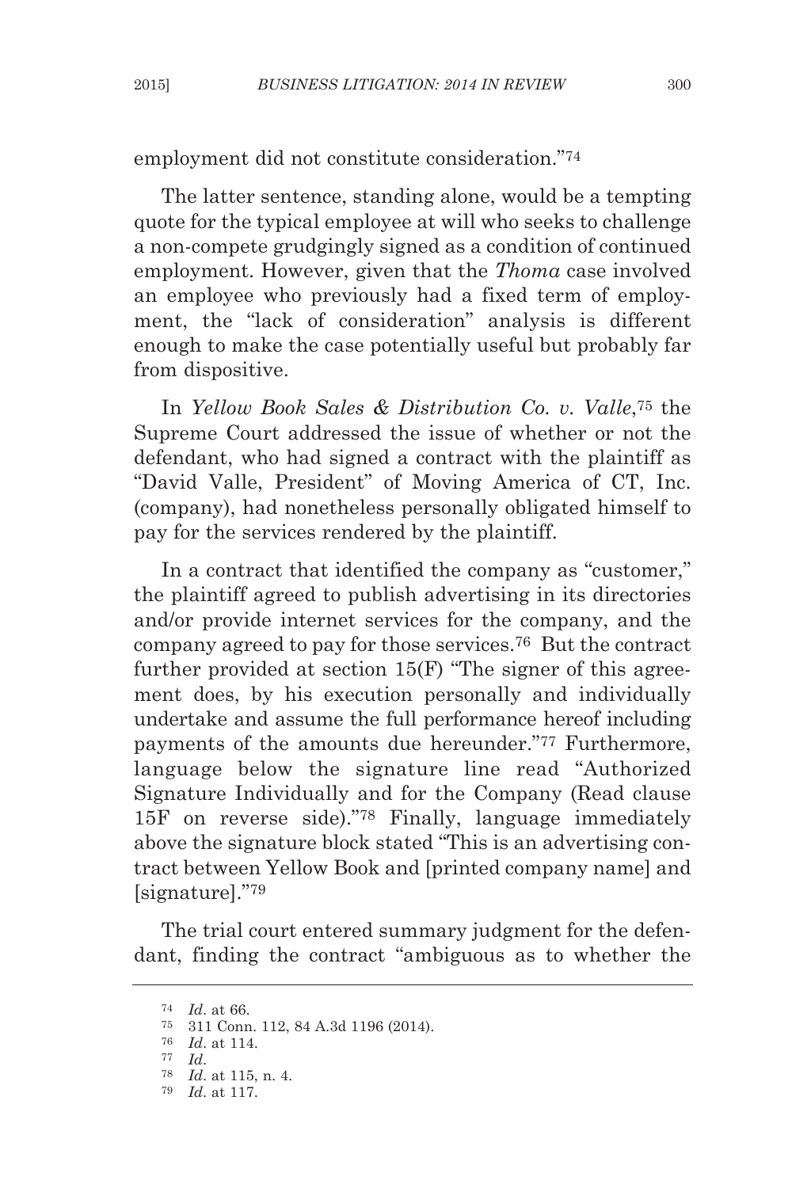employment did not constitute consideration."[74]

The latter sentence, standing alone, would be a tempting quote for the typical employee at will who seeks to challenge a non-compete grudgingly signed as a condition of continued employment. However, given that the *Thoma* case involved an employee who previously had a fixed term of employment, the "lack of consideration" analysis is different enough to make the case potentially useful but probably far from dispositive.

In *Yellow Book Sales & Distribution Co. v. Valle*,[75] the Supreme Court addressed the issue of whether or not the defendant, who had signed a contract with the plaintiff as "David Valle, President" of Moving America of CT, Inc. (company), had nonetheless personally obligated himself to pay for the services rendered by the plaintiff.

In a contract that identified the company as "customer," the plaintiff agreed to publish advertising in its directories and/or provide internet services for the company, and the company agreed to pay for those services.[76] But the contract further provided at section 15(F) "The signer of this agreement does, by his execution personally and individually undertake and assume the full performance hereof including payments of the amounts due hereunder."[77] Furthermore, language below the signature line read "Authorized Signature Individually and for the Company (Read clause 15F on reverse side)."[78] Finally, language immediately above the signature block stated "This is an advertising contract between Yellow Book and [printed company name] and [signature]."[79]

The trial court entered summary judgment for the defendant, finding the contract "ambiguous as to whether the

---

[74] *Id*. at 66.

[75] 311 Conn. 112, 84 A.3d 1196 (2014).

[76] *Id*. at 114.

[77] *Id*.

[78] *Id*. at 115, n. 4.

[79] *Id*. at 117.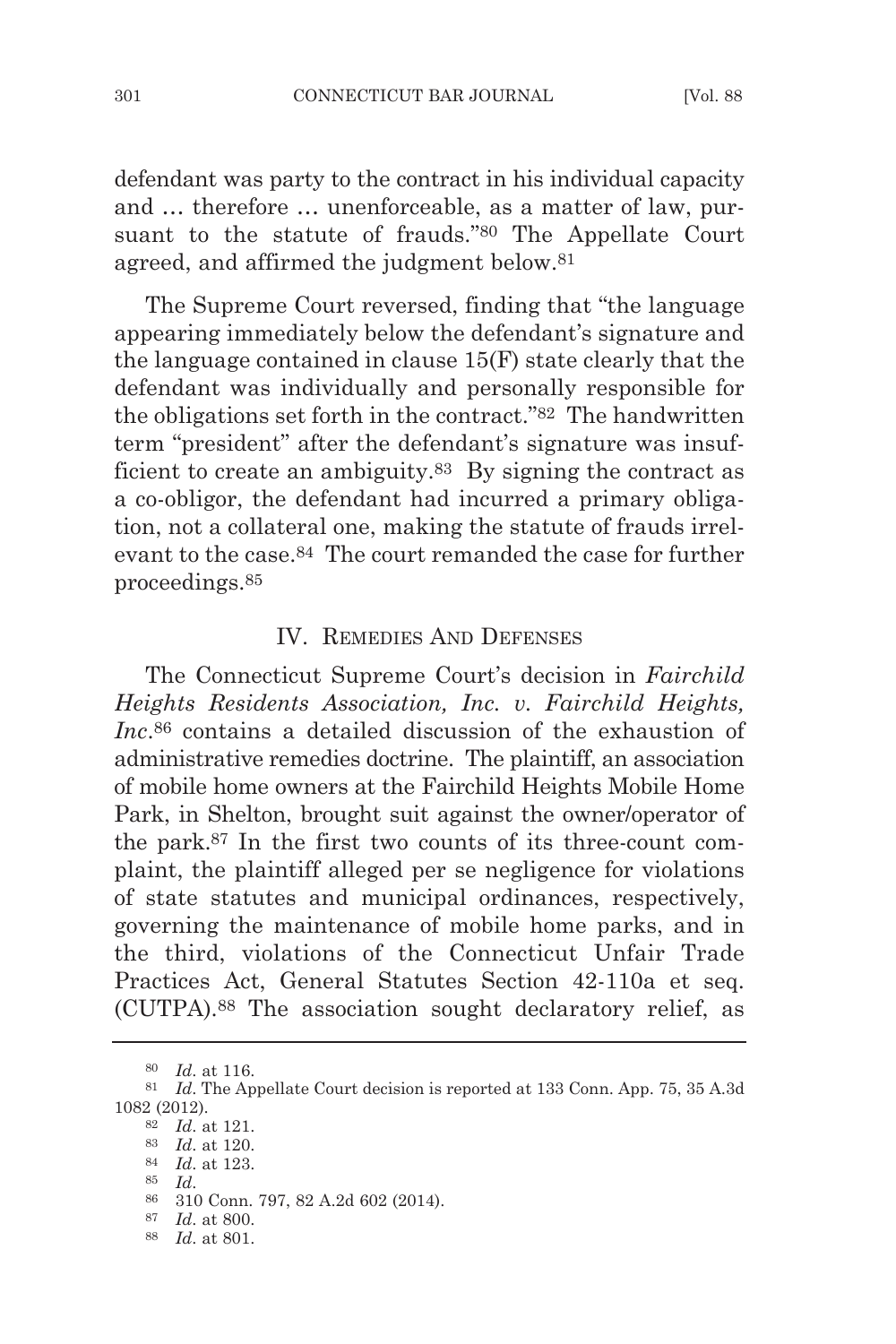defendant was party to the contract in his individual capacity and … therefore … unenforceable, as a matter of law, pursuant to the statute of frauds."[80] The Appellate Court agreed, and affirmed the judgment below.[81]

The Supreme Court reversed, finding that "the language appearing immediately below the defendant's signature and the language contained in clause 15(F) state clearly that the defendant was individually and personally responsible for the obligations set forth in the contract."[82] The handwritten term "president" after the defendant's signature was insufficient to create an ambiguity.[83] By signing the contract as a co-obligor, the defendant had incurred a primary obligation, not a collateral one, making the statute of frauds irrelevant to the case.[84] The court remanded the case for further proceedings.[85]

## IV. Remedies And Defenses

The Connecticut Supreme Court's decision in *Fairchild Heights Residents Association, Inc. v. Fairchild Heights, Inc.*[86] contains a detailed discussion of the exhaustion of administrative remedies doctrine. The plaintiff, an association of mobile home owners at the Fairchild Heights Mobile Home Park, in Shelton, brought suit against the owner/operator of the park.[87] In the first two counts of its three-count complaint, the plaintiff alleged per se negligence for violations of state statutes and municipal ordinances, respectively, governing the maintenance of mobile home parks, and in the third, violations of the Connecticut Unfair Trade Practices Act, General Statutes Section 42-110a et seq. (CUTPA).[88] The association sought declaratory relief, as

---

[80] *Id*. at 116.

[81] *Id*. The Appellate Court decision is reported at 133 Conn. App. 75, 35 A.3d 1082 (2012).

[82] *Id*. at 121.

[83] *Id*. at 120.

[84] *Id*. at 123.

[85] *Id*.

[86] 310 Conn. 797, 82 A.2d 602 (2014).

[87] *Id*. at 800.

[88] *Id*. at 801.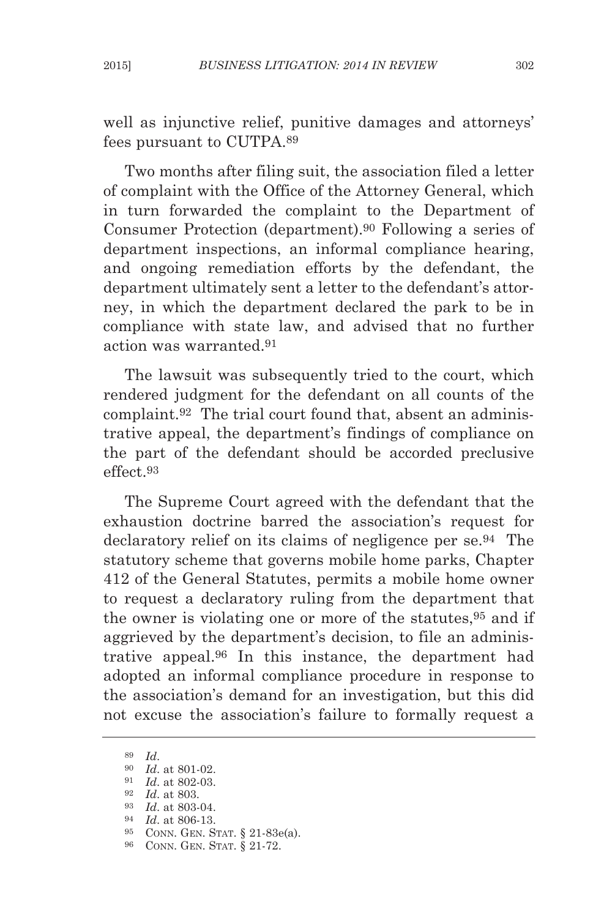well as injunctive relief, punitive damages and attorneys' fees pursuant to CUTPA.[89]

Two months after filing suit, the association filed a letter of complaint with the Office of the Attorney General, which in turn forwarded the complaint to the Department of Consumer Protection (department).[90] Following a series of department inspections, an informal compliance hearing, and ongoing remediation efforts by the defendant, the department ultimately sent a letter to the defendant's attorney, in which the department declared the park to be in compliance with state law, and advised that no further action was warranted.[91]

The lawsuit was subsequently tried to the court, which rendered judgment for the defendant on all counts of the complaint.[92] The trial court found that, absent an administrative appeal, the department's findings of compliance on the part of the defendant should be accorded preclusive effect.[93]

The Supreme Court agreed with the defendant that the exhaustion doctrine barred the association's request for declaratory relief on its claims of negligence per se.[94] The statutory scheme that governs mobile home parks, Chapter 412 of the General Statutes, permits a mobile home owner to request a declaratory ruling from the department that the owner is violating one or more of the statutes,[95] and if aggrieved by the department's decision, to file an administrative appeal.[96] In this instance, the department had adopted an informal compliance procedure in response to the association's demand for an investigation, but this did not excuse the association's failure to formally request a

---

[89] *Id.*

[90] *Id.* at 801-02.

[91] *Id.* at 802-03.

[92] *Id.* at 803.

[93] *Id.* at 803-04.

[94] *Id.* at 806-13.

[95] CONN. GEN. STAT. § 21-83e(a).

[96] CONN. GEN. STAT. § 21-72.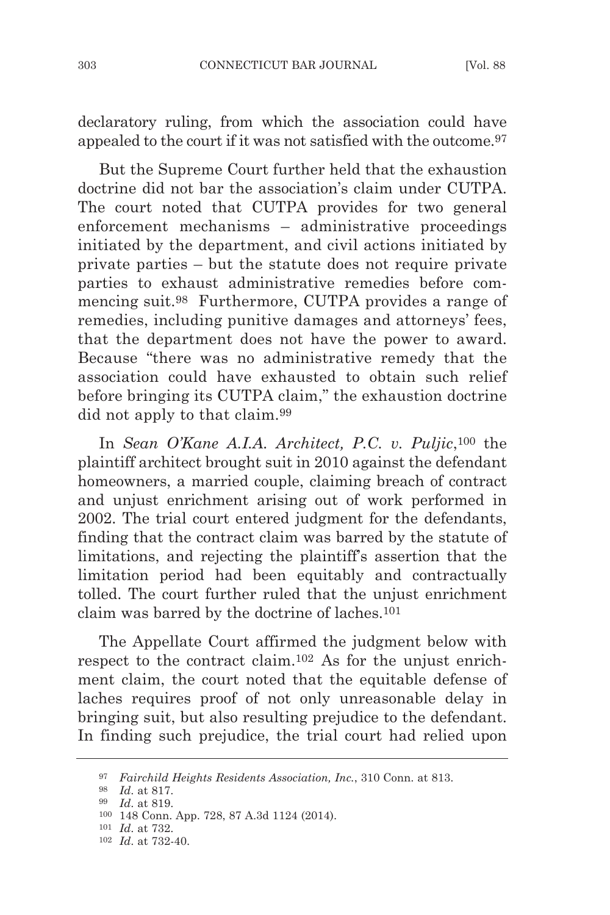declaratory ruling, from which the association could have appealed to the court if it was not satisfied with the outcome.[97]

But the Supreme Court further held that the exhaustion doctrine did not bar the association's claim under CUTPA. The court noted that CUTPA provides for two general enforcement mechanisms – administrative proceedings initiated by the department, and civil actions initiated by private parties – but the statute does not require private parties to exhaust administrative remedies before commencing suit.[98] Furthermore, CUTPA provides a range of remedies, including punitive damages and attorneys' fees, that the department does not have the power to award. Because "there was no administrative remedy that the association could have exhausted to obtain such relief before bringing its CUTPA claim," the exhaustion doctrine did not apply to that claim.[99]

In *Sean O'Kane A.I.A. Architect, P.C. v. Puljic*,[100] the plaintiff architect brought suit in 2010 against the defendant homeowners, a married couple, claiming breach of contract and unjust enrichment arising out of work performed in 2002. The trial court entered judgment for the defendants, finding that the contract claim was barred by the statute of limitations, and rejecting the plaintiff's assertion that the limitation period had been equitably and contractually tolled. The court further ruled that the unjust enrichment claim was barred by the doctrine of laches.[101]

The Appellate Court affirmed the judgment below with respect to the contract claim.[102] As for the unjust enrichment claim, the court noted that the equitable defense of laches requires proof of not only unreasonable delay in bringing suit, but also resulting prejudice to the defendant. In finding such prejudice, the trial court had relied upon

---

[97] *Fairchild Heights Residents Association, Inc.*, 310 Conn. at 813.

[98] *Id*. at 817.

[99] *Id*. at 819.

[100] 148 Conn. App. 728, 87 A.3d 1124 (2014).

[101] *Id*. at 732.

[102] *Id*. at 732-40.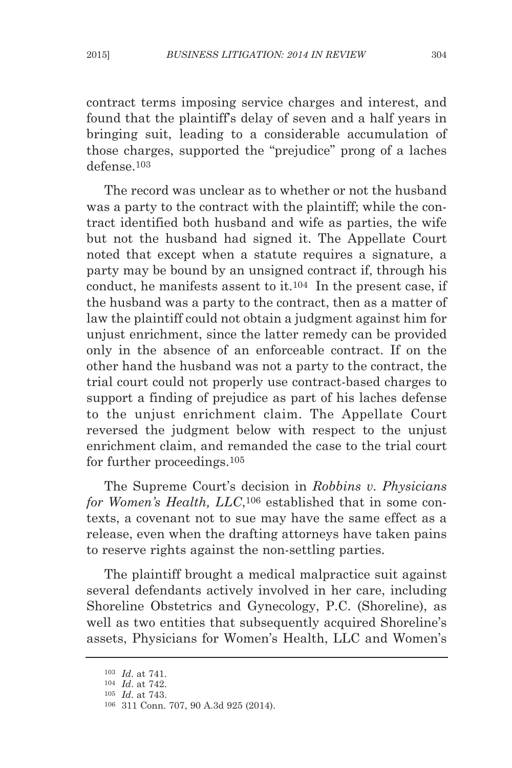contract terms imposing service charges and interest, and found that the plaintiff's delay of seven and a half years in bringing suit, leading to a considerable accumulation of those charges, supported the "prejudice" prong of a laches defense.[103]

The record was unclear as to whether or not the husband was a party to the contract with the plaintiff; while the contract identified both husband and wife as parties, the wife but not the husband had signed it. The Appellate Court noted that except when a statute requires a signature, a party may be bound by an unsigned contract if, through his conduct, he manifests assent to it.[104] In the present case, if the husband was a party to the contract, then as a matter of law the plaintiff could not obtain a judgment against him for unjust enrichment, since the latter remedy can be provided only in the absence of an enforceable contract. If on the other hand the husband was not a party to the contract, the trial court could not properly use contract-based charges to support a finding of prejudice as part of his laches defense to the unjust enrichment claim. The Appellate Court reversed the judgment below with respect to the unjust enrichment claim, and remanded the case to the trial court for further proceedings.[105]

The Supreme Court's decision in *Robbins v. Physicians for Women's Health, LLC*,[106] established that in some contexts, a covenant not to sue may have the same effect as a release, even when the drafting attorneys have taken pains to reserve rights against the non-settling parties.

The plaintiff brought a medical malpractice suit against several defendants actively involved in her care, including Shoreline Obstetrics and Gynecology, P.C. (Shoreline), as well as two entities that subsequently acquired Shoreline's assets, Physicians for Women's Health, LLC and Women's

---

[103] *Id.* at 741.

[104] *Id.* at 742.

[105] *Id.* at 743.

[106] 311 Conn. 707, 90 A.3d 925 (2014).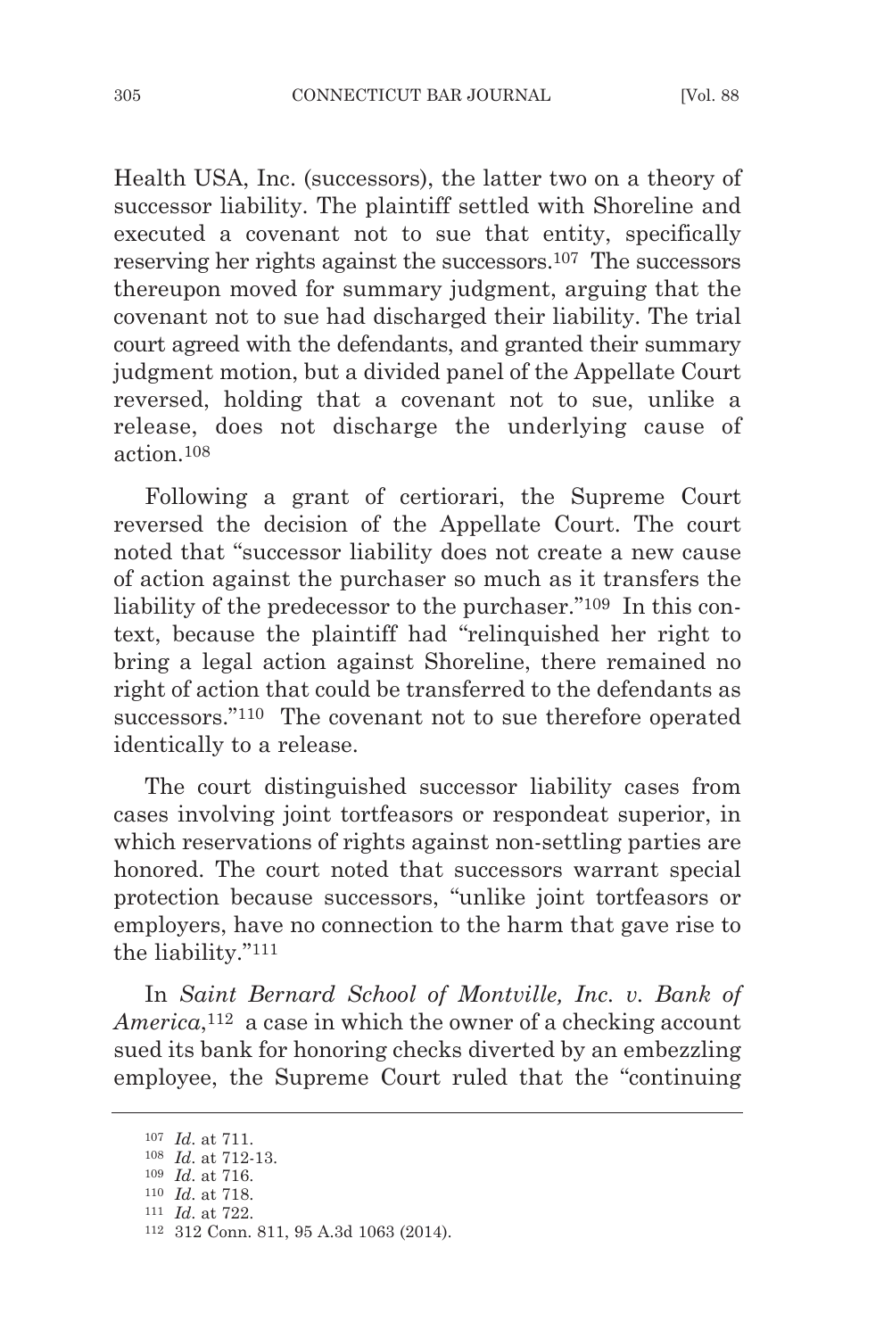Health USA, Inc. (successors), the latter two on a theory of successor liability. The plaintiff settled with Shoreline and executed a covenant not to sue that entity, specifically reserving her rights against the successors.[107] The successors thereupon moved for summary judgment, arguing that the covenant not to sue had discharged their liability. The trial court agreed with the defendants, and granted their summary judgment motion, but a divided panel of the Appellate Court reversed, holding that a covenant not to sue, unlike a release, does not discharge the underlying cause of action.[108]

Following a grant of certiorari, the Supreme Court reversed the decision of the Appellate Court. The court noted that "successor liability does not create a new cause of action against the purchaser so much as it transfers the liability of the predecessor to the purchaser."[109] In this context, because the plaintiff had "relinquished her right to bring a legal action against Shoreline, there remained no right of action that could be transferred to the defendants as successors."[110] The covenant not to sue therefore operated identically to a release.

The court distinguished successor liability cases from cases involving joint tortfeasors or respondeat superior, in which reservations of rights against non-settling parties are honored. The court noted that successors warrant special protection because successors, "unlike joint tortfeasors or employers, have no connection to the harm that gave rise to the liability."[111]

In *Saint Bernard School of Montville, Inc. v. Bank of America*,[112] a case in which the owner of a checking account sued its bank for honoring checks diverted by an embezzling employee, the Supreme Court ruled that the "continuing

---

[107] *Id*. at 711.

[108] *Id*. at 712-13.

[109] *Id*. at 716.

[110] *Id*. at 718.

[111] *Id*. at 722.

[112] 312 Conn. 811, 95 A.3d 1063 (2014).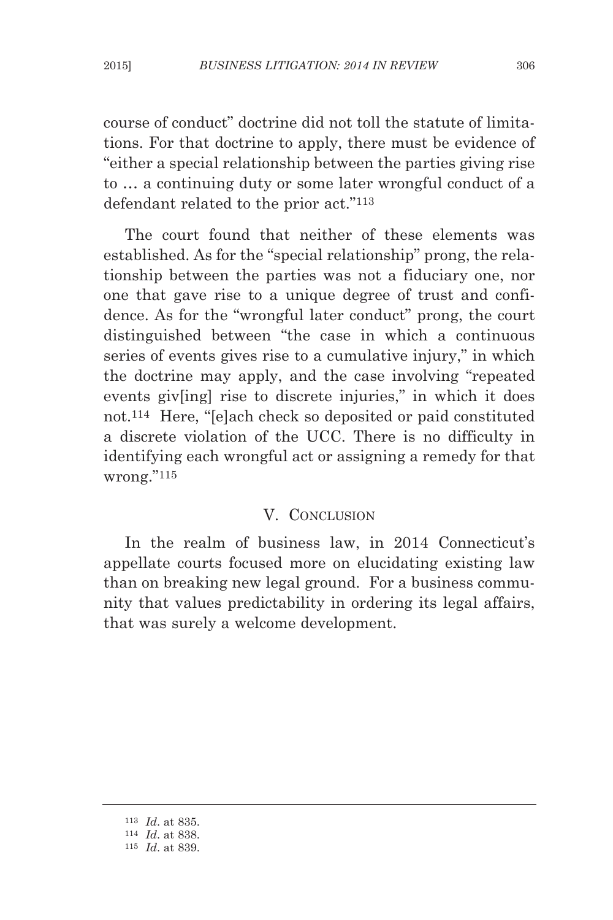course of conduct" doctrine did not toll the statute of limitations. For that doctrine to apply, there must be evidence of "either a special relationship between the parties giving rise to … a continuing duty or some later wrongful conduct of a defendant related to the prior act."[113]

The court found that neither of these elements was established. As for the "special relationship" prong, the relationship between the parties was not a fiduciary one, nor one that gave rise to a unique degree of trust and confidence. As for the "wrongful later conduct" prong, the court distinguished between "the case in which a continuous series of events gives rise to a cumulative injury," in which the doctrine may apply, and the case involving "repeated events giv[ing] rise to discrete injuries," in which it does not.[114] Here, "[e]ach check so deposited or paid constituted a discrete violation of the UCC. There is no difficulty in identifying each wrongful act or assigning a remedy for that wrong."[115]

## V. CONCLUSION

In the realm of business law, in 2014 Connecticut's appellate courts focused more on elucidating existing law than on breaking new legal ground. For a business community that values predictability in ordering its legal affairs, that was surely a welcome development.

---

[113] *Id*. at 835.
[114] *Id*. at 838.
[115] *Id*. at 839.